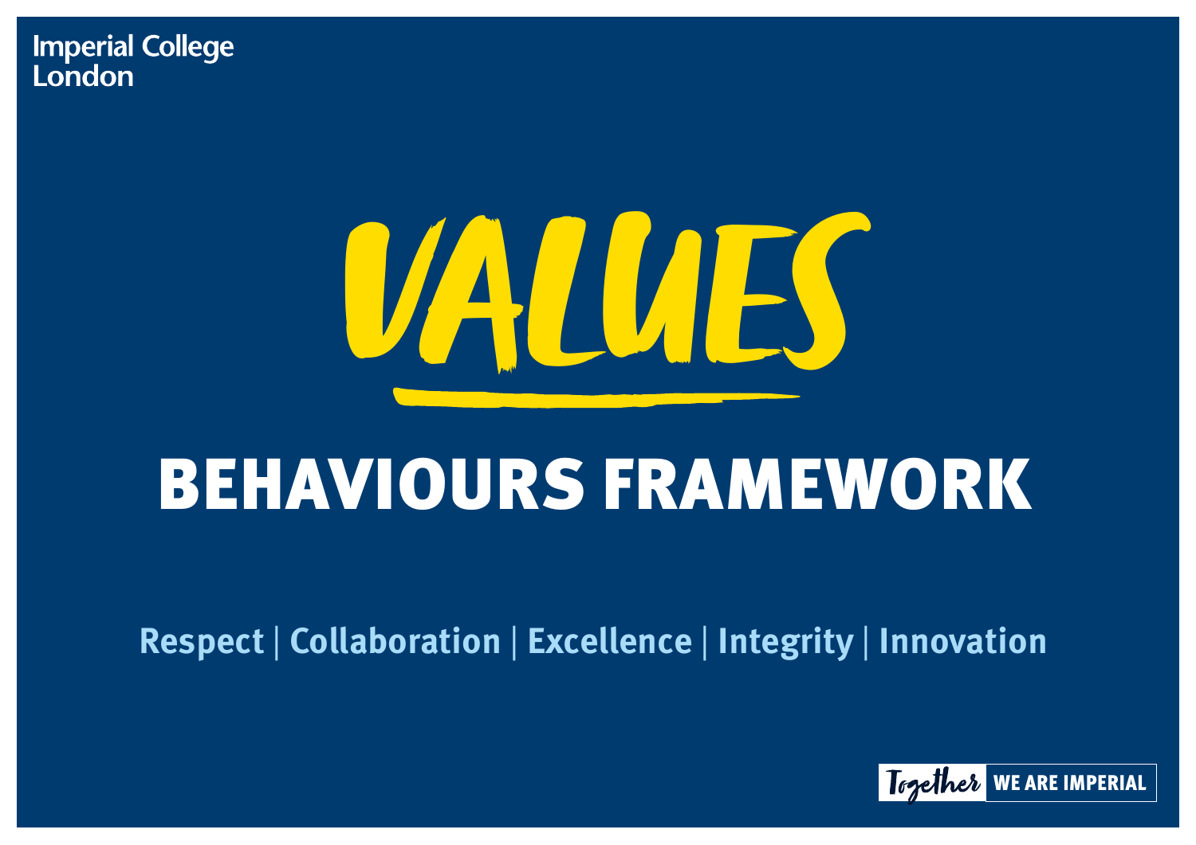Imperial College London

# VALUES

## BEHAVIOURS FRAMEWORK

**Respect | Collaboration | Excellence | Integrity | Innovation**

Together WE ARE IMPERIAL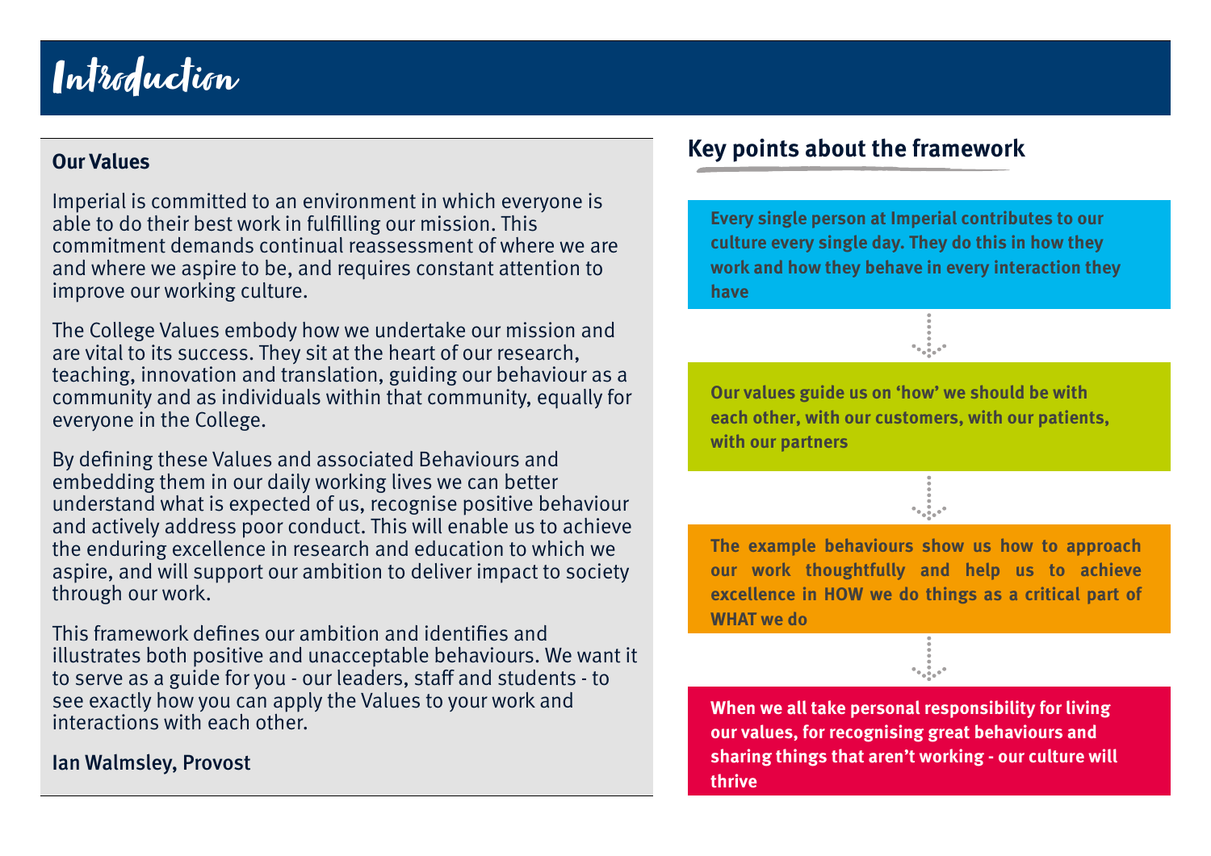# Introduction

**Our Values**

Imperial is committed to an environment in which everyone is able to do their best work in fulfilling our mission. This commitment demands continual reassessment of where we are and where we aspire to be, and requires constant attention to improve our working culture.

The College Values embody how we undertake our mission and are vital to its success. They sit at the heart of our research, teaching, innovation and translation, guiding our behaviour as a community and as individuals within that community, equally for everyone in the College.

By defining these Values and associated Behaviours and embedding them in our daily working lives we can better understand what is expected of us, recognise positive behaviour and actively address poor conduct. This will enable us to achieve the enduring excellence in research and education to which we aspire, and will support our ambition to deliver impact to society through our work.

This framework defines our ambition and identifies and illustrates both positive and unacceptable behaviours. We want it to serve as a guide for you - our leaders, staff and students - to see exactly how you can apply the Values to your work and interactions with each other.

Ian Walmsley, Provost

## Key points about the framework

**Every single person at Imperial contributes to our culture every single day. They do this in how they work and how they behave in every interaction they have**

**Our values guide us on 'how' we should be with each other, with our customers, with our patients, with our partners**

**The example behaviours show us how to approach our work thoughtfully and help us to achieve excellence in HOW we do things as a critical part of WHAT we do**

**When we all take personal responsibility for living our values, for recognising great behaviours and sharing things that aren't working - our culture will thrive**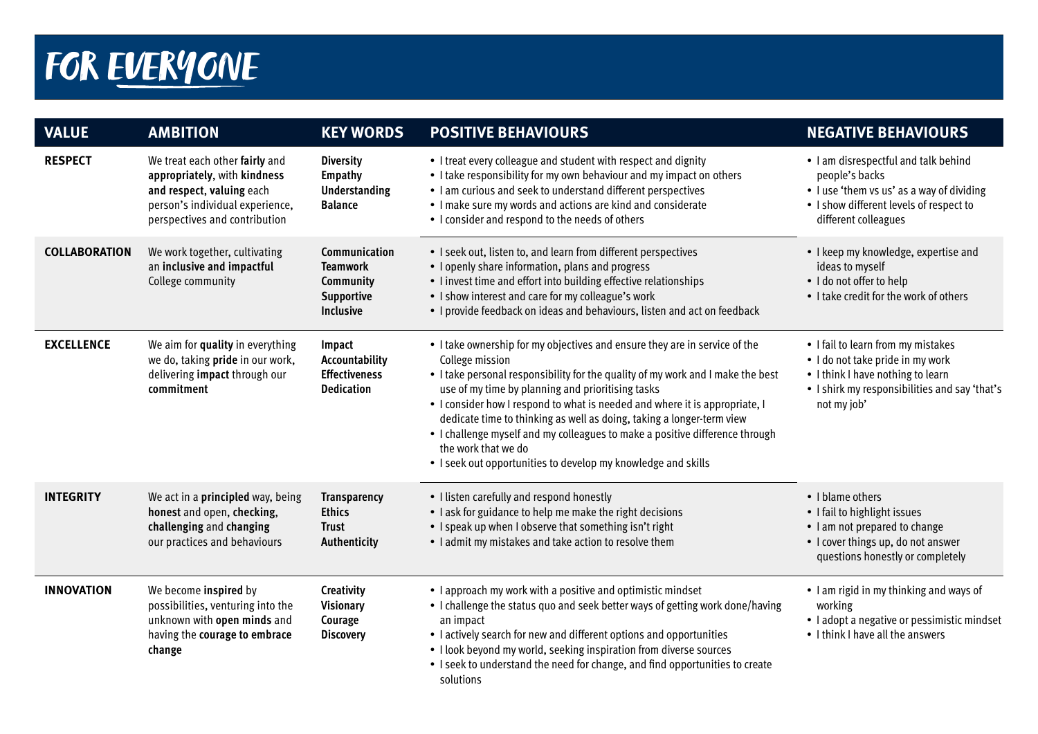# FOR EVERYONE

| VALUE | AMBITION | KEY WORDS | POSITIVE BEHAVIOURS | NEGATIVE BEHAVIOURS |
|---|---|---|---|---|
| **RESPECT** | We treat each other **fairly** and **appropriately**, with **kindness and respect, valuing** each person's individual experience, perspectives and contribution | **Diversity**<br>**Empathy**<br>**Understanding**<br>**Balance** | • I treat every colleague and student with respect and dignity<br>• I take responsibility for my own behaviour and my impact on others<br>• I am curious and seek to understand different perspectives<br>• I make sure my words and actions are kind and considerate<br>• I consider and respond to the needs of others | • I am disrespectful and talk behind people's backs<br>• I use 'them vs us' as a way of dividing<br>• I show different levels of respect to different colleagues |
| **COLLABORATION** | We work together, cultivating an **inclusive and impactful** College community | **Communication**<br>**Teamwork**<br>**Community**<br>**Supportive**<br>**Inclusive** | • I seek out, listen to, and learn from different perspectives<br>• I openly share information, plans and progress<br>• I invest time and effort into building effective relationships<br>• I show interest and care for my colleague's work<br>• I provide feedback on ideas and behaviours, listen and act on feedback | • I keep my knowledge, expertise and ideas to myself<br>• I do not offer to help<br>• I take credit for the work of others |
| **EXCELLENCE** | We aim for **quality** in everything we do, taking **pride** in our work, delivering **impact** through our **commitment** | **Impact**<br>**Accountability**<br>**Effectiveness**<br>**Dedication** | • I take ownership for my objectives and ensure they are in service of the College mission<br>• I take personal responsibility for the quality of my work and I make the best use of my time by planning and prioritising tasks<br>• I consider how I respond to what is needed and where it is appropriate, I dedicate time to thinking as well as doing, taking a longer-term view<br>• I challenge myself and my colleagues to make a positive difference through the work that we do<br>• I seek out opportunities to develop my knowledge and skills | • I fail to learn from my mistakes<br>• I do not take pride in my work<br>• I think I have nothing to learn<br>• I shirk my responsibilities and say 'that's not my job' |
| **INTEGRITY** | We act in a **principled** way, being **honest** and open, **checking, challenging** and **changing** our practices and behaviours | **Transparency**<br>**Ethics**<br>**Trust**<br>**Authenticity** | • I listen carefully and respond honestly<br>• I ask for guidance to help me make the right decisions<br>• I speak up when I observe that something isn't right<br>• I admit my mistakes and take action to resolve them | • I blame others<br>• I fail to highlight issues<br>• I am not prepared to change<br>• I cover things up, do not answer questions honestly or completely |
| **INNOVATION** | We become **inspired** by possibilities, venturing into the unknown with **open minds** and having the **courage to embrace change** | **Creativity**<br>**Visionary**<br>**Courage**<br>**Discovery** | • I approach my work with a positive and optimistic mindset<br>• I challenge the status quo and seek better ways of getting work done/having an impact<br>• I actively search for new and different options and opportunities<br>• I look beyond my world, seeking inspiration from diverse sources<br>• I seek to understand the need for change, and find opportunities to create solutions | • I am rigid in my thinking and ways of working<br>• I adopt a negative or pessimistic mindset<br>• I think I have all the answers |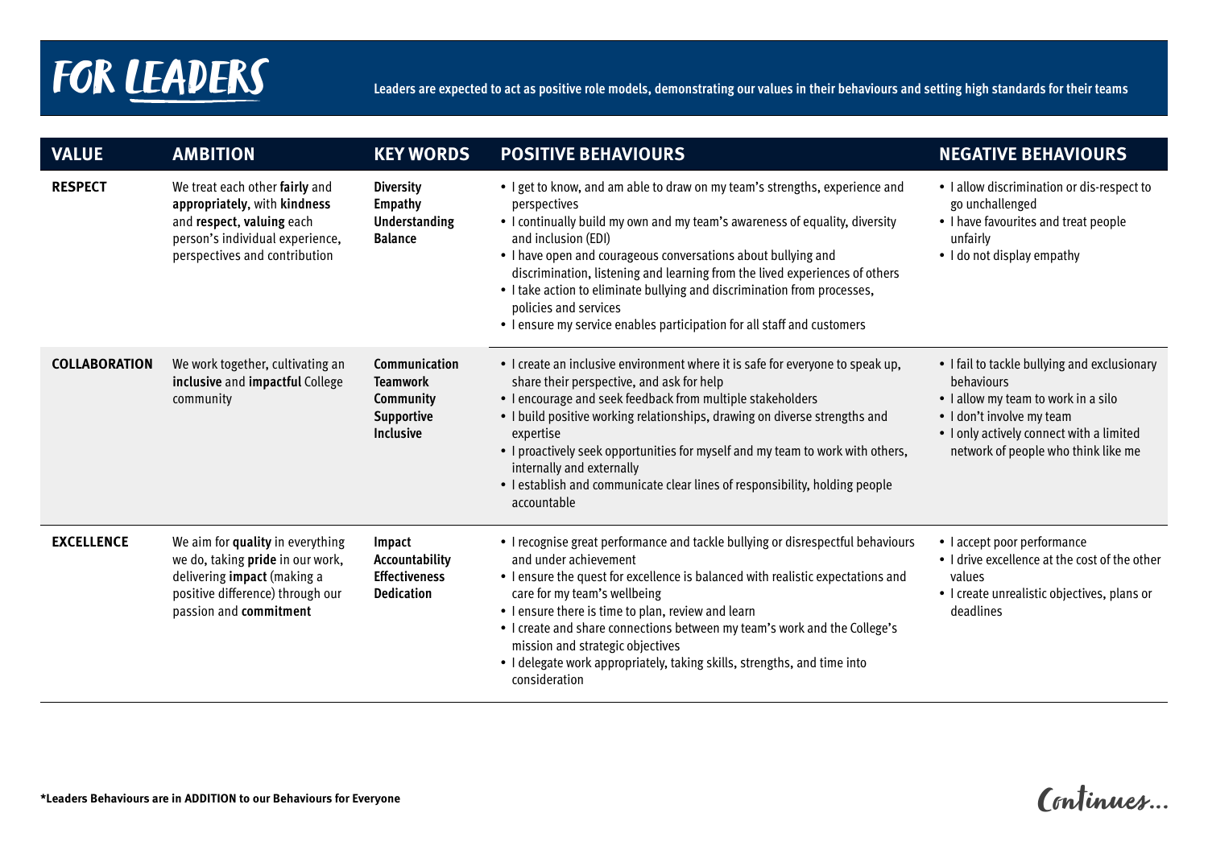# FOR LEADERS

**Leaders are expected to act as positive role models, demonstrating our values in their behaviours and setting high standards for their teams**

| VALUE | AMBITION | KEY WORDS | POSITIVE BEHAVIOURS | NEGATIVE BEHAVIOURS |
|---|---|---|---|---|
| **RESPECT** | We treat each other **fairly** and **appropriately**, with **kindness** and **respect**, **valuing** each person's individual experience, perspectives and contribution | **Diversity**<br>**Empathy**<br>**Understanding**<br>**Balance** | • I get to know, and am able to draw on my team's strengths, experience and perspectives<br>• I continually build my own and my team's awareness of equality, diversity and inclusion (EDI)<br>• I have open and courageous conversations about bullying and discrimination, listening and learning from the lived experiences of others<br>• I take action to eliminate bullying and discrimination from processes, policies and services<br>• I ensure my service enables participation for all staff and customers | • I allow discrimination or dis-respect to go unchallenged<br>• I have favourites and treat people unfairly<br>• I do not display empathy |
| **COLLABORATION** | We work together, cultivating an **inclusive** and **impactful** College community | **Communication**<br>**Teamwork**<br>**Community**<br>**Supportive**<br>**Inclusive** | • I create an inclusive environment where it is safe for everyone to speak up, share their perspective, and ask for help<br>• I encourage and seek feedback from multiple stakeholders<br>• I build positive working relationships, drawing on diverse strengths and expertise<br>• I proactively seek opportunities for myself and my team to work with others, internally and externally<br>• I establish and communicate clear lines of responsibility, holding people accountable | • I fail to tackle bullying and exclusionary behaviours<br>• I allow my team to work in a silo<br>• I don't involve my team<br>• I only actively connect with a limited network of people who think like me |
| **EXCELLENCE** | We aim for **quality** in everything we do, taking **pride** in our work, delivering **impact** (making a positive difference) through our passion and **commitment** | **Impact**<br>**Accountability**<br>**Effectiveness**<br>**Dedication** | • I recognise great performance and tackle bullying or disrespectful behaviours and under achievement<br>• I ensure the quest for excellence is balanced with realistic expectations and care for my team's wellbeing<br>• I ensure there is time to plan, review and learn<br>• I create and share connections between my team's work and the College's mission and strategic objectives<br>• I delegate work appropriately, taking skills, strengths, and time into consideration | • I accept poor performance<br>• I drive excellence at the cost of the other values<br>• I create unrealistic objectives, plans or deadlines |

**\*Leaders Behaviours are in ADDITION to our Behaviours for Everyone**

*Continues...*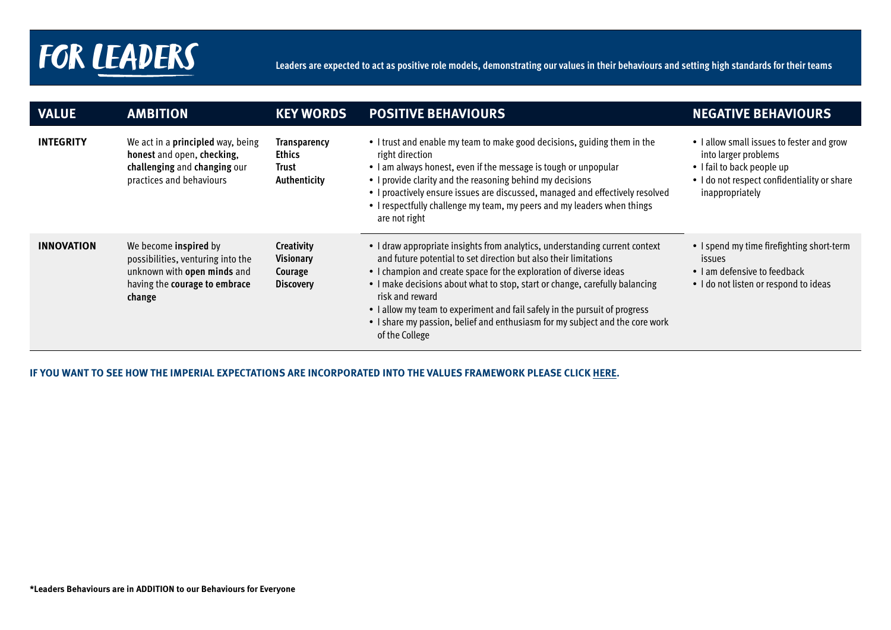# FOR LEADERS

**Leaders are expected to act as positive role models, demonstrating our values in their behaviours and setting high standards for their teams**

| VALUE | AMBITION | KEY WORDS | POSITIVE BEHAVIOURS | NEGATIVE BEHAVIOURS |
|---|---|---|---|---|
| **INTEGRITY** | We act in a **principled** way, being **honest** and open, **checking**, **challenging** and **changing** our practices and behaviours | **Transparency**<br>**Ethics**<br>**Trust**<br>**Authenticity** | • I trust and enable my team to make good decisions, guiding them in the right direction<br>• I am always honest, even if the message is tough or unpopular<br>• I provide clarity and the reasoning behind my decisions<br>• I proactively ensure issues are discussed, managed and effectively resolved<br>• I respectfully challenge my team, my peers and my leaders when things are not right | • I allow small issues to fester and grow into larger problems<br>• I fail to back people up<br>• I do not respect confidentiality or share inappropriately |
| **INNOVATION** | We become **inspired** by possibilities, venturing into the unknown with **open minds** and having the **courage to embrace change** | **Creativity**<br>**Visionary**<br>**Courage**<br>**Discovery** | • I draw appropriate insights from analytics, understanding current context and future potential to set direction but also their limitations<br>• I champion and create space for the exploration of diverse ideas<br>• I make decisions about what to stop, start or change, carefully balancing risk and reward<br>• I allow my team to experiment and fail safely in the pursuit of progress<br>• I share my passion, belief and enthusiasm for my subject and the core work of the College | • I spend my time firefighting short-term issues<br>• I am defensive to feedback<br>• I do not listen or respond to ideas |

**IF YOU WANT TO SEE HOW THE IMPERIAL EXPECTATIONS ARE INCORPORATED INTO THE VALUES FRAMEWORK PLEASE CLICK HERE.**

**\*Leaders Behaviours are in ADDITION to our Behaviours for Everyone**